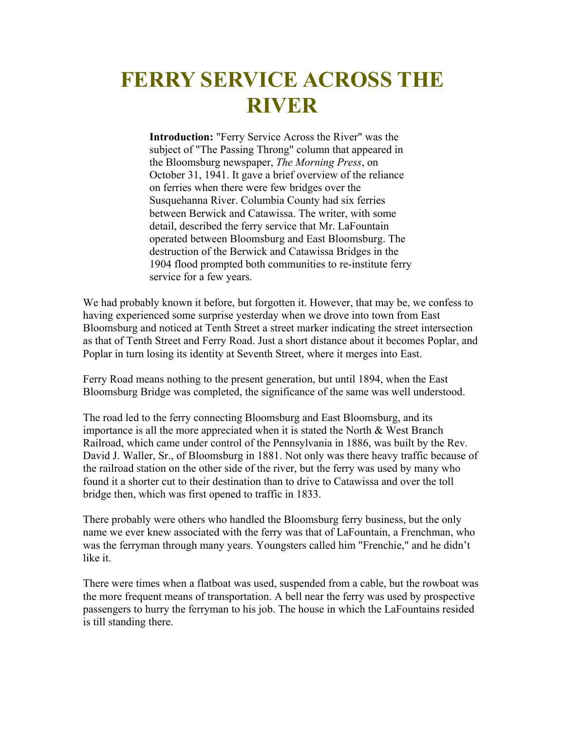# FERRY SERVICE ACROSS THE RIVER

**Introduction:** "Ferry Service Across the River" was the subject of "The Passing Throng" column that appeared in the Bloomsburg newspaper, *The Morning Press*, on October 31, 1941. It gave a brief overview of the reliance on ferries when there were few bridges over the Susquehanna River. Columbia County had six ferries between Berwick and Catawissa. The writer, with some detail, described the ferry service that Mr. LaFountain operated between Bloomsburg and East Bloomsburg. The destruction of the Berwick and Catawissa Bridges in the 1904 flood prompted both communities to re-institute ferry service for a few years.

We had probably known it before, but forgotten it. However, that may be, we confess to having experienced some surprise yesterday when we drove into town from East Bloomsburg and noticed at Tenth Street a street marker indicating the street intersection as that of Tenth Street and Ferry Road. Just a short distance about it becomes Poplar, and Poplar in turn losing its identity at Seventh Street, where it merges into East.

Ferry Road means nothing to the present generation, but until 1894, when the East Bloomsburg Bridge was completed, the significance of the same was well understood.

The road led to the ferry connecting Bloomsburg and East Bloomsburg, and its importance is all the more appreciated when it is stated the North & West Branch Railroad, which came under control of the Pennsylvania in 1886, was built by the Rev. David J. Waller, Sr., of Bloomsburg in 1881. Not only was there heavy traffic because of the railroad station on the other side of the river, but the ferry was used by many who found it a shorter cut to their destination than to drive to Catawissa and over the toll bridge then, which was first opened to traffic in 1833.

There probably were others who handled the Bloomsburg ferry business, but the only name we ever knew associated with the ferry was that of LaFountain, a Frenchman, who was the ferryman through many years. Youngsters called him "Frenchie," and he didn't like it.

There were times when a flatboat was used, suspended from a cable, but the rowboat was the more frequent means of transportation. A bell near the ferry was used by prospective passengers to hurry the ferryman to his job. The house in which the LaFountains resided is till standing there.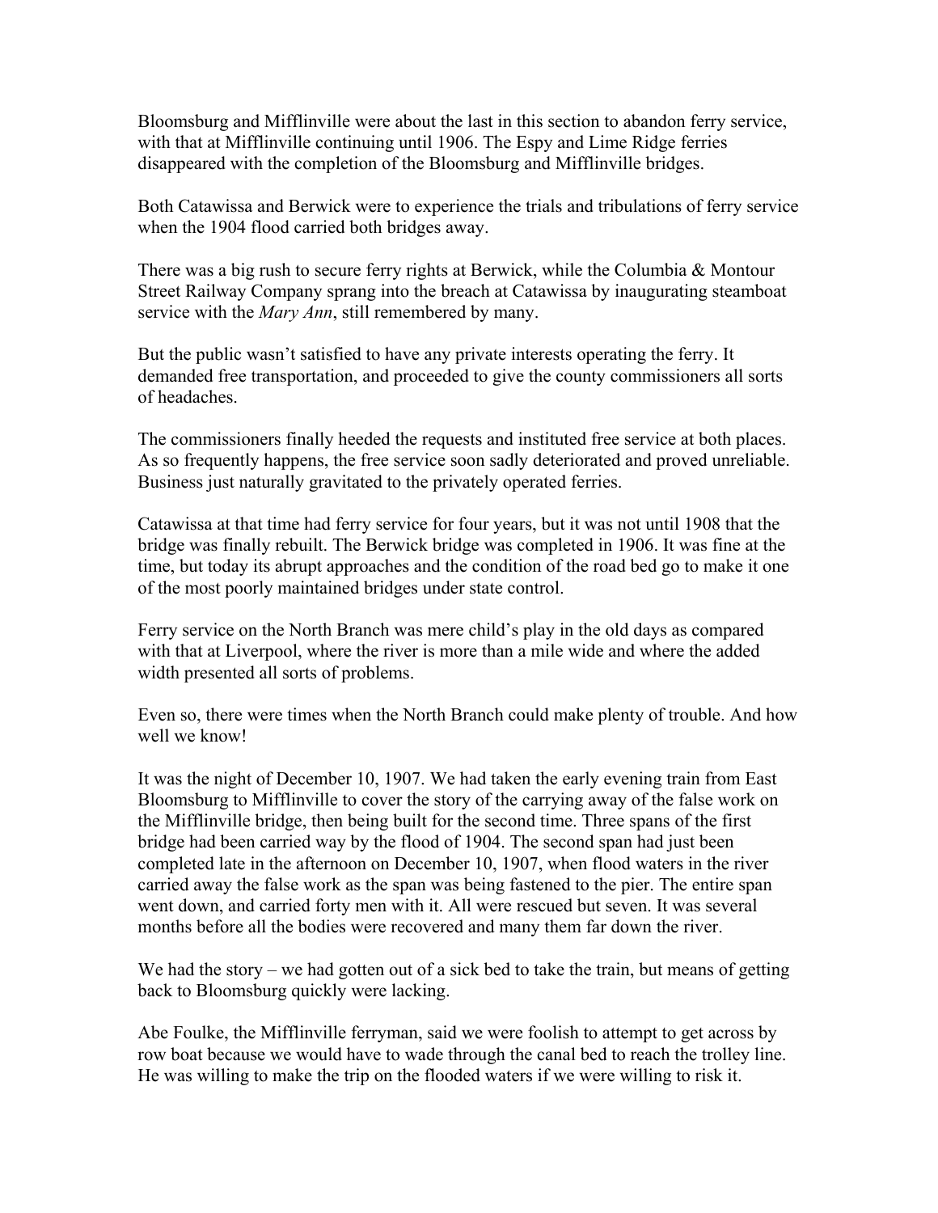Bloomsburg and Mifflinville were about the last in this section to abandon ferry service, with that at Mifflinville continuing until 1906. The Espy and Lime Ridge ferries disappeared with the completion of the Bloomsburg and Mifflinville bridges.

Both Catawissa and Berwick were to experience the trials and tribulations of ferry service when the 1904 flood carried both bridges away.

There was a big rush to secure ferry rights at Berwick, while the Columbia & Montour Street Railway Company sprang into the breach at Catawissa by inaugurating steamboat service with the *Mary Ann*, still remembered by many.

But the public wasn't satisfied to have any private interests operating the ferry. It demanded free transportation, and proceeded to give the county commissioners all sorts of headaches.

The commissioners finally heeded the requests and instituted free service at both places. As so frequently happens, the free service soon sadly deteriorated and proved unreliable. Business just naturally gravitated to the privately operated ferries.

Catawissa at that time had ferry service for four years, but it was not until 1908 that the bridge was finally rebuilt. The Berwick bridge was completed in 1906. It was fine at the time, but today its abrupt approaches and the condition of the road bed go to make it one of the most poorly maintained bridges under state control.

Ferry service on the North Branch was mere child's play in the old days as compared with that at Liverpool, where the river is more than a mile wide and where the added width presented all sorts of problems.

Even so, there were times when the North Branch could make plenty of trouble. And how well we know!

It was the night of December 10, 1907. We had taken the early evening train from East Bloomsburg to Mifflinville to cover the story of the carrying away of the false work on the Mifflinville bridge, then being built for the second time. Three spans of the first bridge had been carried way by the flood of 1904. The second span had just been completed late in the afternoon on December 10, 1907, when flood waters in the river carried away the false work as the span was being fastened to the pier. The entire span went down, and carried forty men with it. All were rescued but seven. It was several months before all the bodies were recovered and many them far down the river.

We had the story – we had gotten out of a sick bed to take the train, but means of getting back to Bloomsburg quickly were lacking.

Abe Foulke, the Mifflinville ferryman, said we were foolish to attempt to get across by row boat because we would have to wade through the canal bed to reach the trolley line. He was willing to make the trip on the flooded waters if we were willing to risk it.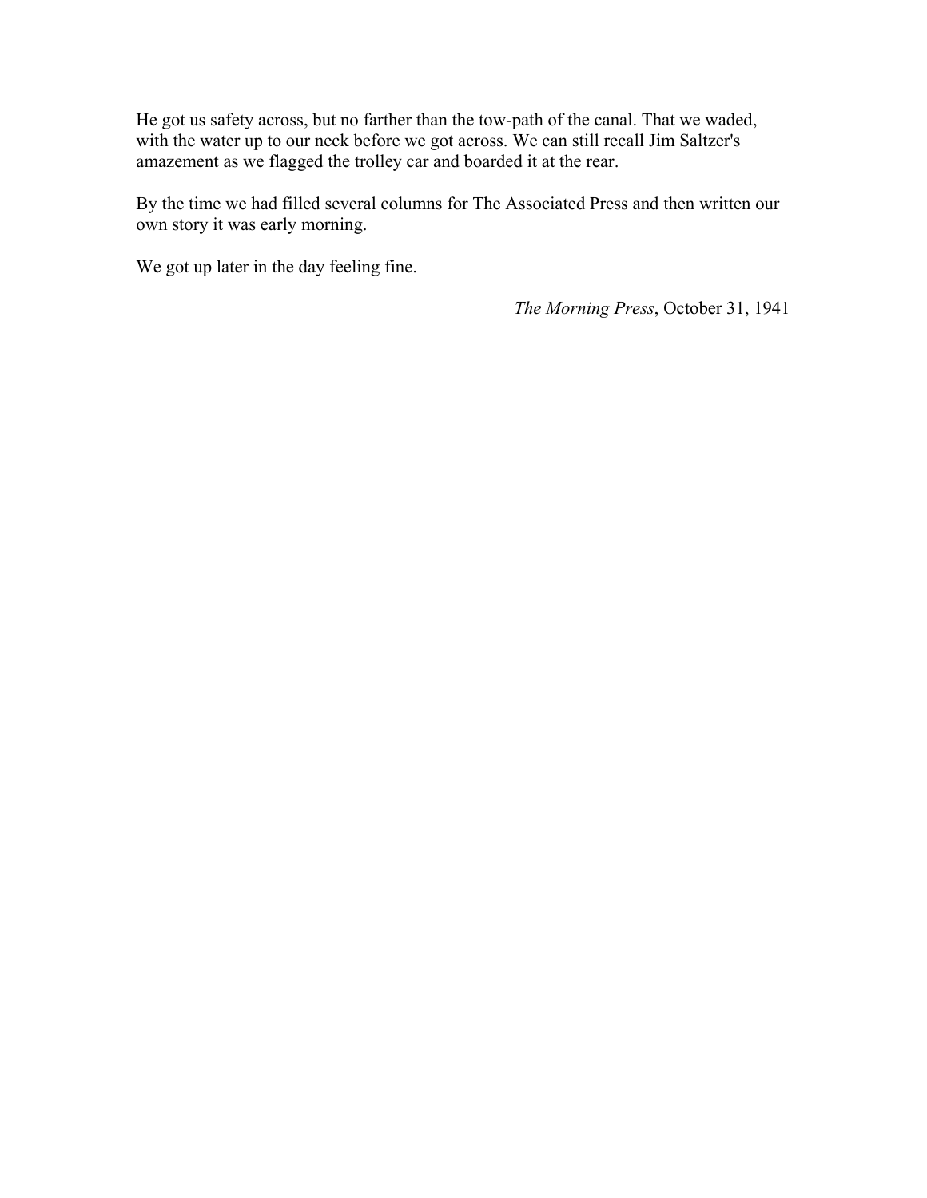He got us safety across, but no farther than the tow-path of the canal. That we waded, with the water up to our neck before we got across. We can still recall Jim Saltzer's amazement as we flagged the trolley car and boarded it at the rear.

By the time we had filled several columns for The Associated Press and then written our own story it was early morning.

We got up later in the day feeling fine.

*The Morning Press*, October 31, 1941